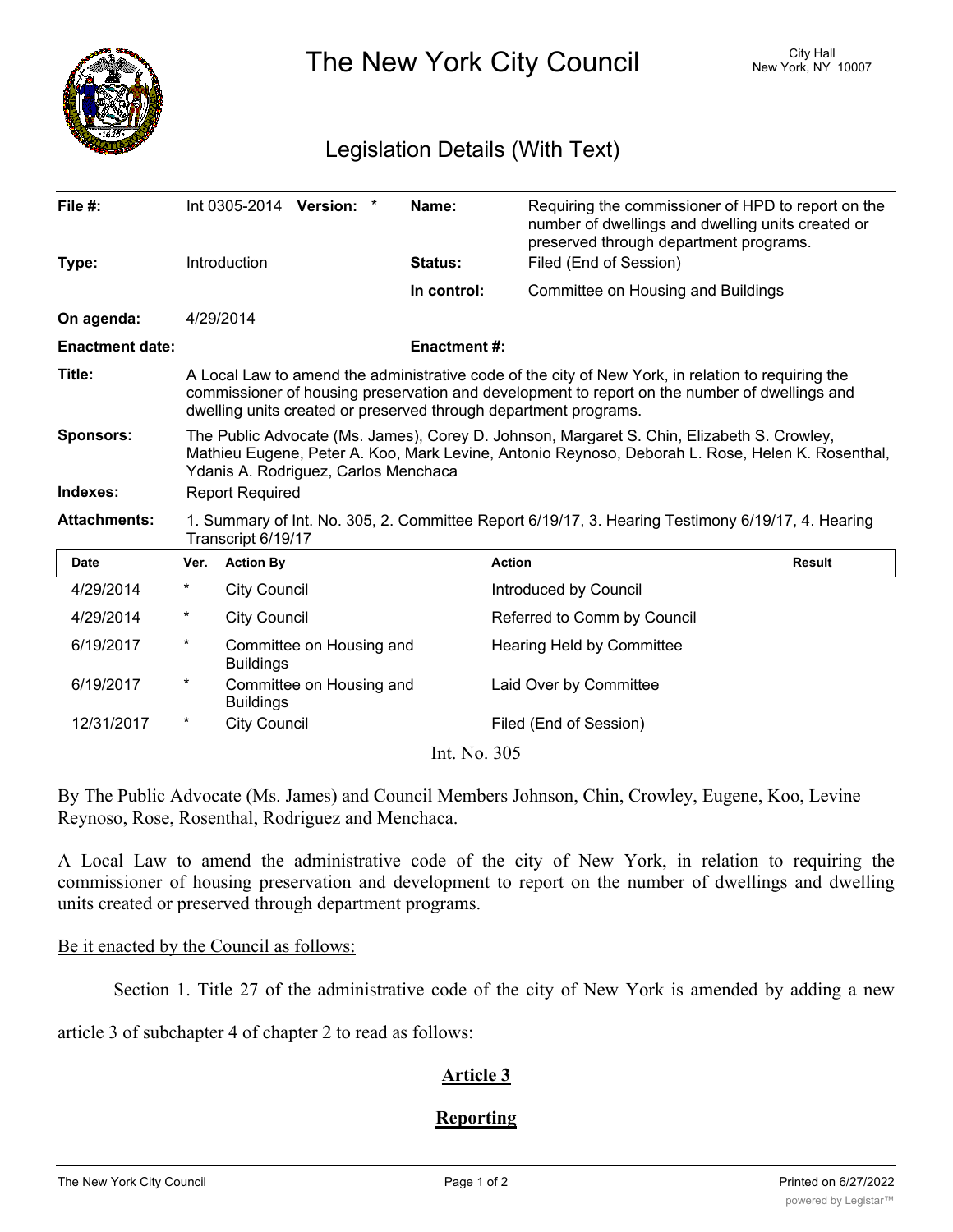# The New York City Council

City Hall
New York, NY 10007

## Legislation Details (With Text)

| | | | |
|---|---|---|---|
| **File #:** | Int 0305-2014 **Version:** * | **Name:** | Requiring the commissioner of HPD to report on the number of dwellings and dwelling units created or preserved through department programs. |
| **Type:** | Introduction | **Status:** | Filed (End of Session) |
| | | **In control:** | Committee on Housing and Buildings |
| **On agenda:** | 4/29/2014 | | |
| **Enactment date:** | | **Enactment #:** | |

**Title:** A Local Law to amend the administrative code of the city of New York, in relation to requiring the commissioner of housing preservation and development to report on the number of dwellings and dwelling units created or preserved through department programs.

**Sponsors:** The Public Advocate (Ms. James), Corey D. Johnson, Margaret S. Chin, Elizabeth S. Crowley, Mathieu Eugene, Peter A. Koo, Mark Levine, Antonio Reynoso, Deborah L. Rose, Helen K. Rosenthal, Ydanis A. Rodriguez, Carlos Menchaca

**Indexes:** Report Required

**Attachments:** 1. Summary of Int. No. 305, 2. Committee Report 6/19/17, 3. Hearing Testimony 6/19/17, 4. Hearing Transcript 6/19/17

| Date | Ver. | Action By | Action | Result |
|---|---|---|---|---|
| 4/29/2014 | * | City Council | Introduced by Council | |
| 4/29/2014 | * | City Council | Referred to Comm by Council | |
| 6/19/2017 | * | Committee on Housing and Buildings | Hearing Held by Committee | |
| 6/19/2017 | * | Committee on Housing and Buildings | Laid Over by Committee | |
| 12/31/2017 | * | City Council | Filed (End of Session) | |

Int. No. 305

By The Public Advocate (Ms. James) and Council Members Johnson, Chin, Crowley, Eugene, Koo, Levine Reynoso, Rose, Rosenthal, Rodriguez and Menchaca.

A Local Law to amend the administrative code of the city of New York, in relation to requiring the commissioner of housing preservation and development to report on the number of dwellings and dwelling units created or preserved through department programs.

Be it enacted by the Council as follows:

Section 1. Title 27 of the administrative code of the city of New York is amended by adding a new article 3 of subchapter 4 of chapter 2 to read as follows:

**Article 3**

**Reporting**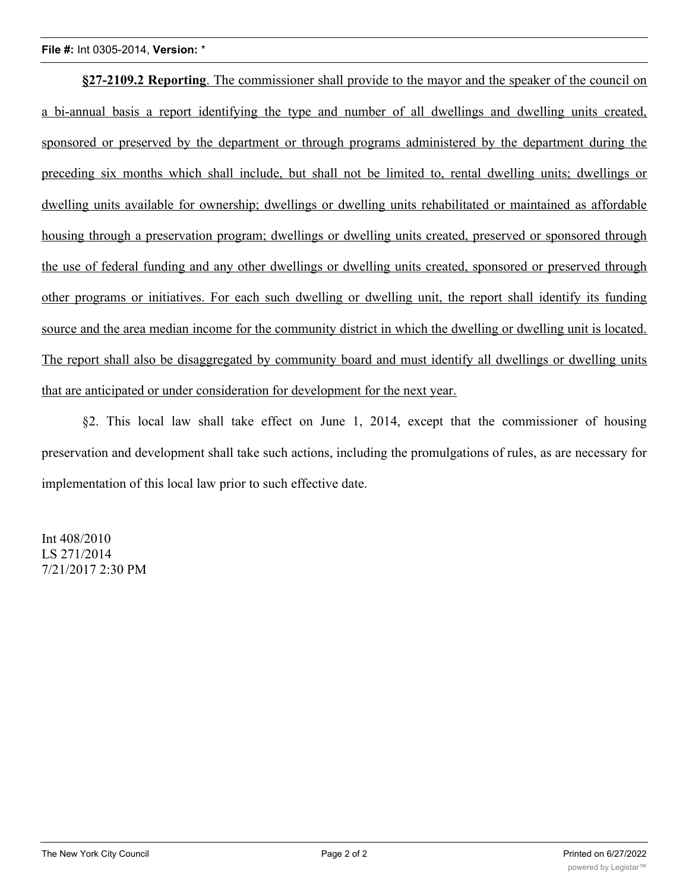**§27-2109.2 Reporting**. The commissioner shall provide to the mayor and the speaker of the council on a bi-annual basis a report identifying the type and number of all dwellings and dwelling units created, sponsored or preserved by the department or through programs administered by the department during the preceding six months which shall include, but shall not be limited to, rental dwelling units; dwellings or dwelling units available for ownership; dwellings or dwelling units rehabilitated or maintained as affordable housing through a preservation program; dwellings or dwelling units created, preserved or sponsored through the use of federal funding and any other dwellings or dwelling units created, sponsored or preserved through other programs or initiatives. For each such dwelling or dwelling unit, the report shall identify its funding source and the area median income for the community district in which the dwelling or dwelling unit is located. The report shall also be disaggregated by community board and must identify all dwellings or dwelling units that are anticipated or under consideration for development for the next year.

§2. This local law shall take effect on June 1, 2014, except that the commissioner of housing preservation and development shall take such actions, including the promulgations of rules, as are necessary for implementation of this local law prior to such effective date.

Int 408/2010
LS 271/2014
7/21/2017 2:30 PM